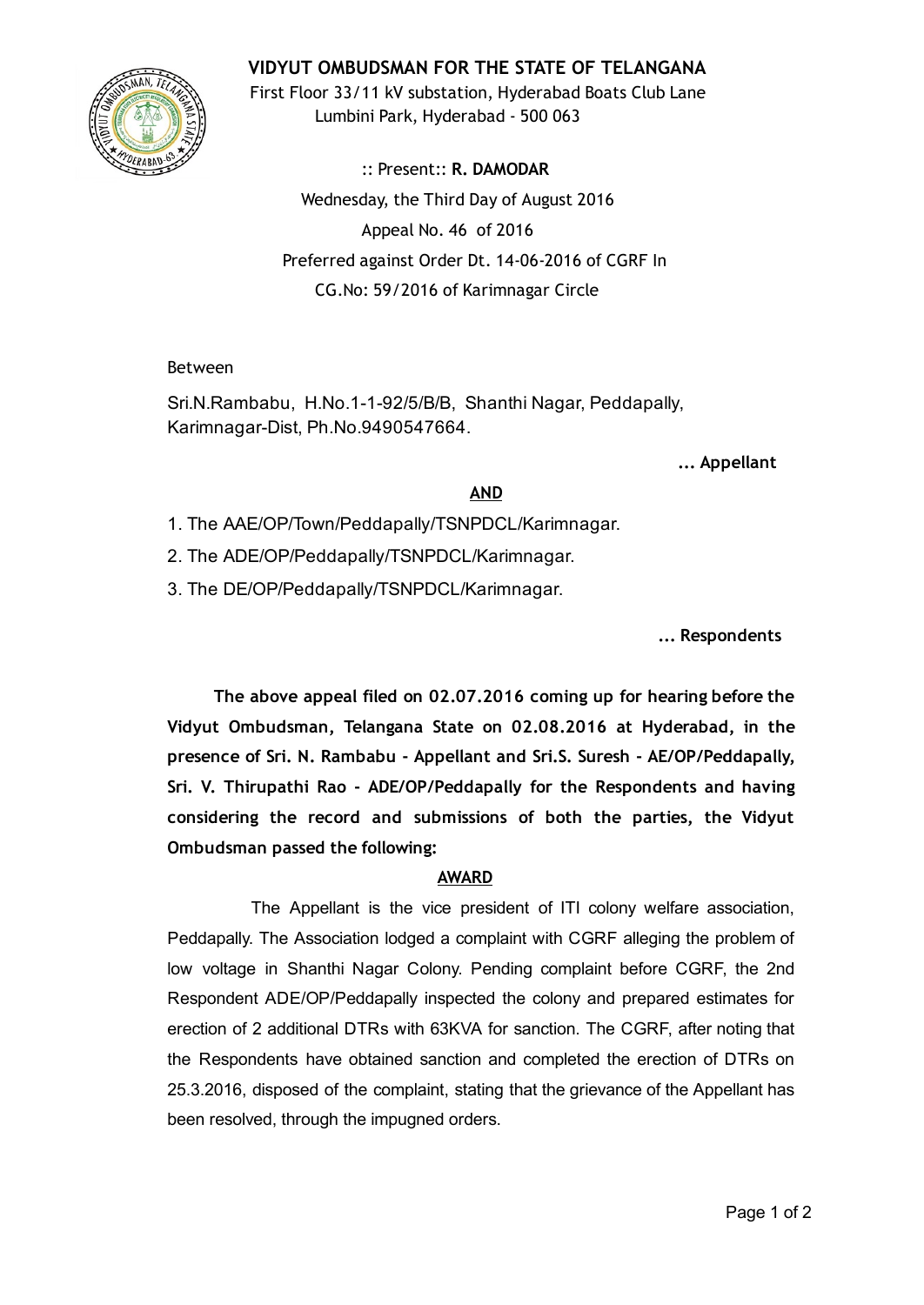# VIDYUT OMBUDSMAN FOR THE STATE OF TELANGANA

First Floor 33/11 kV substation, Hyderabad Boats Club Lane
Lumbini Park, Hyderabad - 500 063

:: Present:: **R. DAMODAR**

Wednesday, the Third Day of August 2016

Appeal No. 46 of 2016

Preferred against Order Dt. 14-06-2016 of CGRF In
CG.No: 59/2016 of Karimnagar Circle

Between

Sri.N.Rambabu, H.No.1-1-92/5/B/B, Shanthi Nagar, Peddapally, Karimnagar-Dist, Ph.No.9490547664.

**... Appellant**

**AND**

1. The AAE/OP/Town/Peddapally/TSNPDCL/Karimnagar.
2. The ADE/OP/Peddapally/TSNPDCL/Karimnagar.
3. The DE/OP/Peddapally/TSNPDCL/Karimnagar.

**... Respondents**

**The above appeal filed on 02.07.2016 coming up for hearing before the Vidyut Ombudsman, Telangana State on 02.08.2016 at Hyderabad, in the presence of Sri. N. Rambabu - Appellant and Sri.S. Suresh - AE/OP/Peddapally, Sri. V. Thirupathi Rao - ADE/OP/Peddapally for the Respondents and having considering the record and submissions of both the parties, the Vidyut Ombudsman passed the following:**

**AWARD**

The Appellant is the vice president of ITI colony welfare association, Peddapally. The Association lodged a complaint with CGRF alleging the problem of low voltage in Shanthi Nagar Colony. Pending complaint before CGRF, the 2nd Respondent ADE/OP/Peddapally inspected the colony and prepared estimates for erection of 2 additional DTRs with 63KVA for sanction. The CGRF, after noting that the Respondents have obtained sanction and completed the erection of DTRs on 25.3.2016, disposed of the complaint, stating that the grievance of the Appellant has been resolved, through the impugned orders.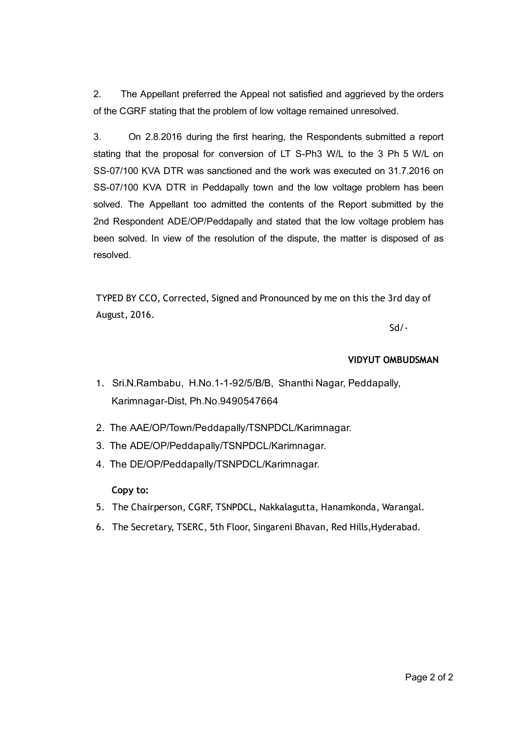2. The Appellant preferred the Appeal not satisfied and aggrieved by the orders of the CGRF stating that the problem of low voltage remained unresolved.

3. On 2.8.2016 during the first hearing, the Respondents submitted a report stating that the proposal for conversion of LT S-Ph3 W/L to the 3 Ph 5 W/L on SS-07/100 KVA DTR was sanctioned and the work was executed on 31.7.2016 on SS-07/100 KVA DTR in Peddapally town and the low voltage problem has been solved. The Appellant too admitted the contents of the Report submitted by the 2nd Respondent ADE/OP/Peddapally and stated that the low voltage problem has been solved. In view of the resolution of the dispute, the matter is disposed of as resolved.

TYPED BY CCO, Corrected, Signed and Pronounced by me on this the 3rd day of August, 2016.

Sd/-

**VIDYUT OMBUDSMAN**

1. Sri.N.Rambabu, H.No.1-1-92/5/B/B, Shanthi Nagar, Peddapally, Karimnagar-Dist, Ph.No.9490547664
2. The AAE/OP/Town/Peddapally/TSNPDCL/Karimnagar.
3. The ADE/OP/Peddapally/TSNPDCL/Karimnagar.
4. The DE/OP/Peddapally/TSNPDCL/Karimnagar.

**Copy to:**

5. The Chairperson, CGRF, TSNPDCL, Nakkalagutta, Hanamkonda, Warangal.
6. The Secretary, TSERC, 5th Floor, Singareni Bhavan, Red Hills,Hyderabad.